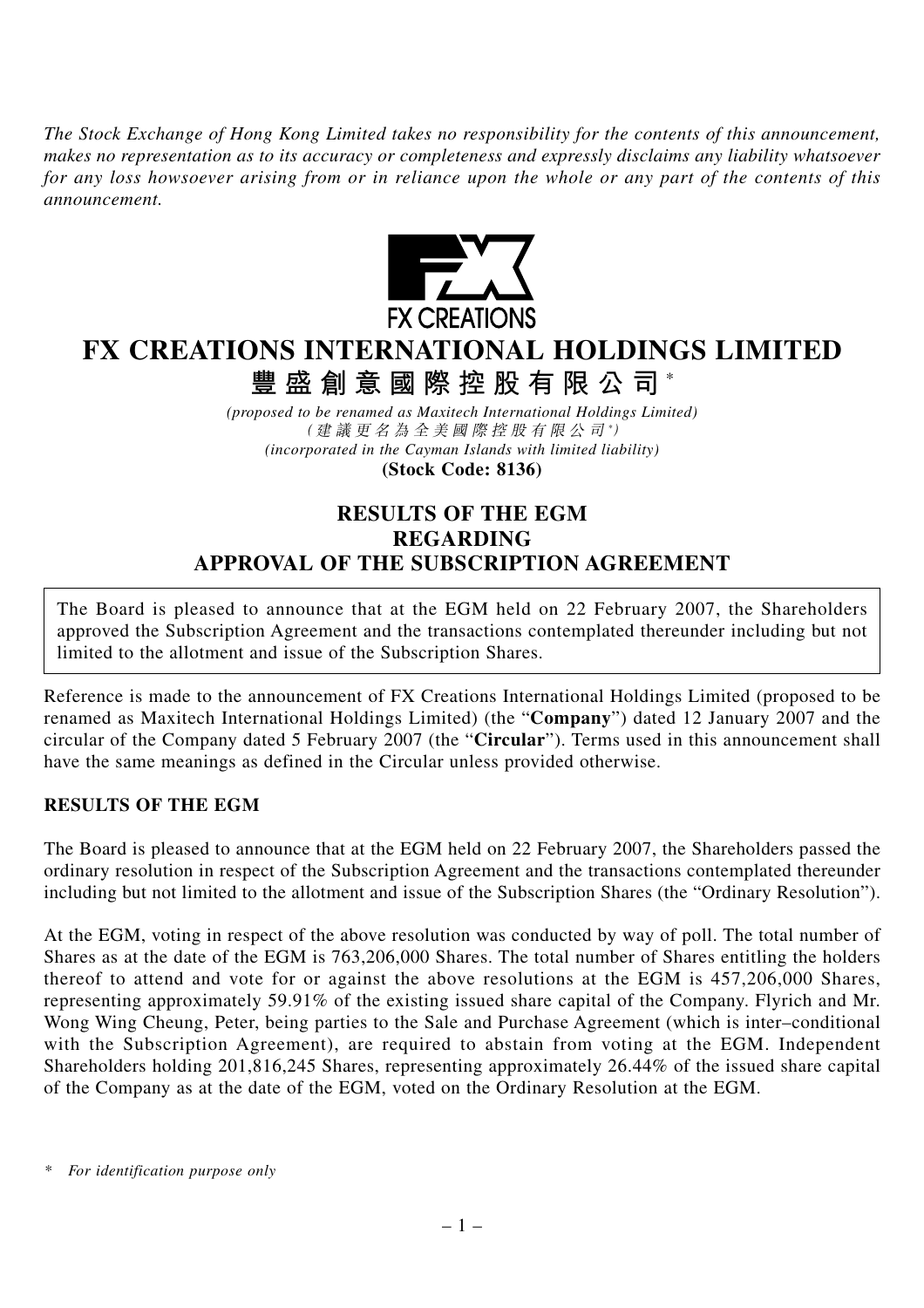*The Stock Exchange of Hong Kong Limited takes no responsibility for the contents of this announcement, makes no representation as to its accuracy or completeness and expressly disclaims any liability whatsoever for any loss howsoever arising from or in reliance upon the whole or any part of the contents of this announcement.*

# FX CREATIONS INTERNATIONAL HOLDINGS LIMITED

# 豐盛創意國際控股有限公司*

*(proposed to be renamed as Maxitech International Holdings Limited)*
*(建議更名為全美國際控股有限公司*)*
*(incorporated in the Cayman Islands with limited liability)*
**(Stock Code: 8136)**

## RESULTS OF THE EGM REGARDING APPROVAL OF THE SUBSCRIPTION AGREEMENT

The Board is pleased to announce that at the EGM held on 22 February 2007, the Shareholders approved the Subscription Agreement and the transactions contemplated thereunder including but not limited to the allotment and issue of the Subscription Shares.

Reference is made to the announcement of FX Creations International Holdings Limited (proposed to be renamed as Maxitech International Holdings Limited) (the "**Company**") dated 12 January 2007 and the circular of the Company dated 5 February 2007 (the "**Circular**"). Terms used in this announcement shall have the same meanings as defined in the Circular unless provided otherwise.

### RESULTS OF THE EGM

The Board is pleased to announce that at the EGM held on 22 February 2007, the Shareholders passed the ordinary resolution in respect of the Subscription Agreement and the transactions contemplated thereunder including but not limited to the allotment and issue of the Subscription Shares (the "Ordinary Resolution").

At the EGM, voting in respect of the above resolution was conducted by way of poll. The total number of Shares as at the date of the EGM is 763,206,000 Shares. The total number of Shares entitling the holders thereof to attend and vote for or against the above resolutions at the EGM is 457,206,000 Shares, representing approximately 59.91% of the existing issued share capital of the Company. Flyrich and Mr. Wong Wing Cheung, Peter, being parties to the Sale and Purchase Agreement (which is inter–conditional with the Subscription Agreement), are required to abstain from voting at the EGM. Independent Shareholders holding 201,816,245 Shares, representing approximately 26.44% of the issued share capital of the Company as at the date of the EGM, voted on the Ordinary Resolution at the EGM.

\* *For identification purpose only*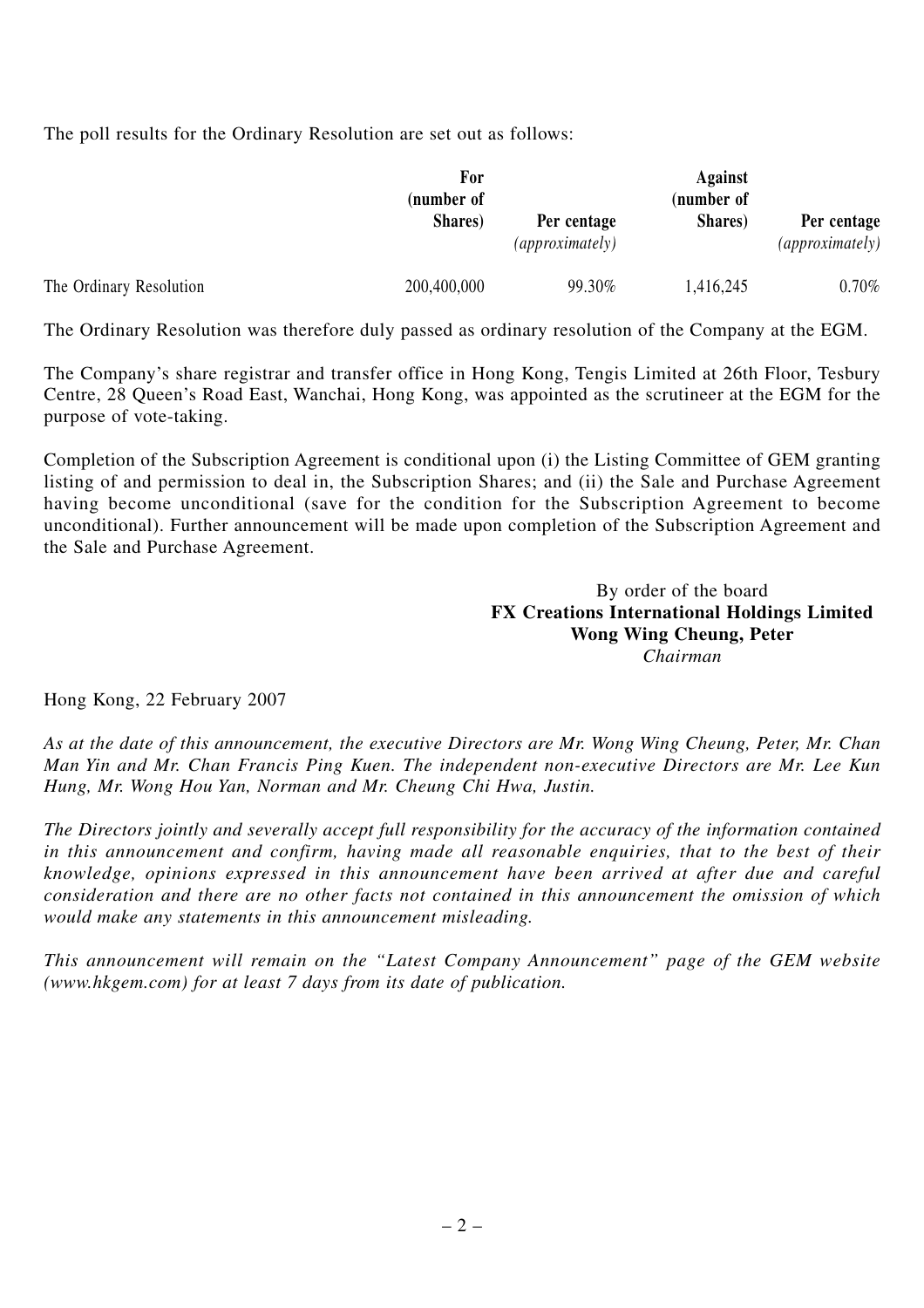The poll results for the Ordinary Resolution are set out as follows:

| | For (number of Shares) | Per centage *(approximately)* | Against (number of Shares) | Per centage *(approximately)* |
|---|---|---|---|---|
| The Ordinary Resolution | 200,400,000 | 99.30% | 1,416,245 | 0.70% |

The Ordinary Resolution was therefore duly passed as ordinary resolution of the Company at the EGM.

The Company's share registrar and transfer office in Hong Kong, Tengis Limited at 26th Floor, Tesbury Centre, 28 Queen's Road East, Wanchai, Hong Kong, was appointed as the scrutineer at the EGM for the purpose of vote-taking.

Completion of the Subscription Agreement is conditional upon (i) the Listing Committee of GEM granting listing of and permission to deal in, the Subscription Shares; and (ii) the Sale and Purchase Agreement having become unconditional (save for the condition for the Subscription Agreement to become unconditional). Further announcement will be made upon completion of the Subscription Agreement and the Sale and Purchase Agreement.

By order of the board
**FX Creations International Holdings Limited**
**Wong Wing Cheung, Peter**
*Chairman*

Hong Kong, 22 February 2007

*As at the date of this announcement, the executive Directors are Mr. Wong Wing Cheung, Peter, Mr. Chan Man Yin and Mr. Chan Francis Ping Kuen. The independent non-executive Directors are Mr. Lee Kun Hung, Mr. Wong Hou Yan, Norman and Mr. Cheung Chi Hwa, Justin.*

*The Directors jointly and severally accept full responsibility for the accuracy of the information contained in this announcement and confirm, having made all reasonable enquiries, that to the best of their knowledge, opinions expressed in this announcement have been arrived at after due and careful consideration and there are no other facts not contained in this announcement the omission of which would make any statements in this announcement misleading.*

*This announcement will remain on the "Latest Company Announcement" page of the GEM website (www.hkgem.com) for at least 7 days from its date of publication.*